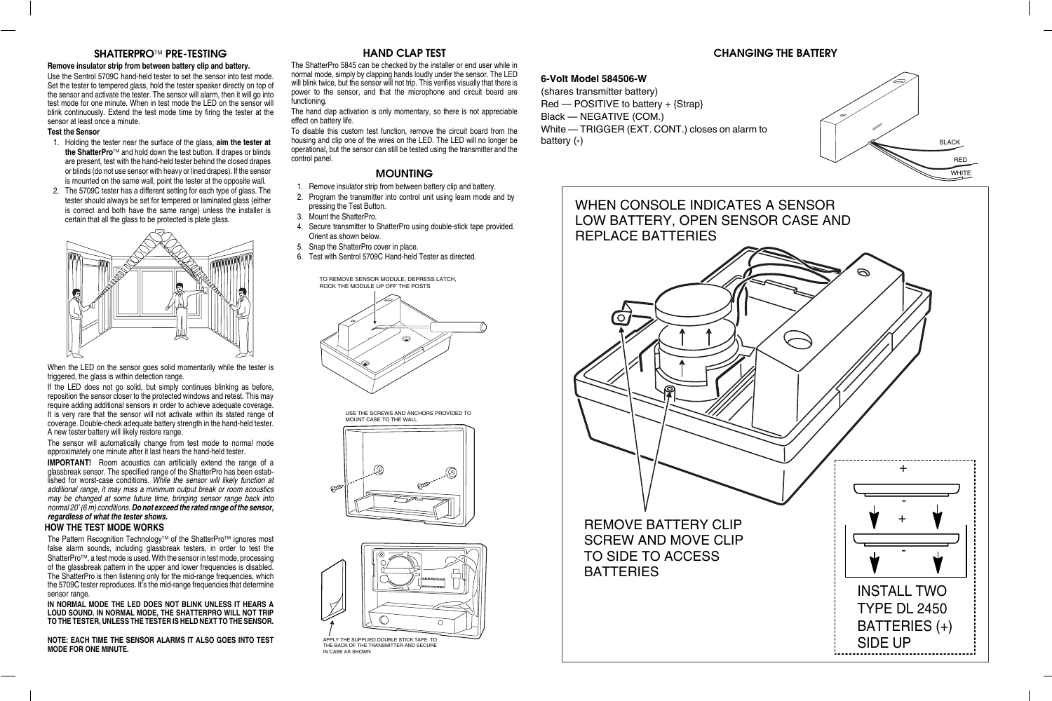## SHATTERPRO™ PRE-TESTING

**Remove insulator strip from between battery clip and battery.**

Use the Sentrol 5709C hand-held tester to set the sensor into test mode. Set the tester to tempered glass, hold the tester speaker directly on top of the sensor and activate the tester. The sensor will alarm, then it will go into test mode for one minute. When in test mode the LED on the sensor will blink continuously. Extend the test mode time by firing the tester at the sensor at least once a minute.

**Test the Sensor**

1. Holding the tester near the surface of the glass, **aim the tester at the ShatterPro**™ and hold down the test button. If drapes or blinds are present, test with the hand-held tester behind the closed drapes or blinds (do not use sensor with heavy or lined drapes). If the sensor is mounted on the same wall, point the tester at the opposite wall.
2. The 5709C tester has a different setting for each type of glass. The tester should always be set for tempered or laminated glass (either is correct and both have the same range) unless the installer is certain that all the glass to be protected is plate glass.

When the LED on the sensor goes solid momentarily while the tester is triggered, the glass is within detection range.

If the LED does not go solid, but simply continues blinking as before, reposition the sensor closer to the protected windows and retest. This may require adding additional sensors in order to achieve adequate coverage. It is very rare that the sensor will not activate within its stated range of coverage. Double-check adequate battery strength in the hand-held tester. A new tester battery will likely restore range.

The sensor will automatically change from test mode to normal mode approximately one minute after it last hears the hand-held tester.

**IMPORTANT!** Room acoustics can artificially extend the range of a glassbreak sensor. The specified range of the ShatterPro has been established for worst-case conditions. *While the sensor will likely function at additional range, it may miss a minimum output break or room acoustics may be changed at some future time, bringing sensor range back into normal 20' (6 m) conditions.* ***Do not exceed the rated range of the sensor, regardless of what the tester shows.***

### HOW THE TEST MODE WORKS

The Pattern Recognition Technology™ of the ShatterPro™ ignores most false alarm sounds, including glassbreak testers, in order to test the ShatterPro™, a test mode is used. With the sensor in test mode, processing of the glassbreak pattern in the upper and lower frequencies is disabled. The ShatterPro is then listening only for the mid-range frequencies, which the 5709C tester reproduces. It's the mid-range frequencies that determine sensor range.

**IN NORMAL MODE THE LED DOES NOT BLINK UNLESS IT HEARS A LOUD SOUND. IN NORMAL MODE, THE SHATTERPRO WILL NOT TRIP TO THE TESTER, UNLESS THE TESTER IS HELD NEXT TO THE SENSOR.**

**NOTE: EACH TIME THE SENSOR ALARMS IT ALSO GOES INTO TEST MODE FOR ONE MINUTE.**

## HAND CLAP TEST

The ShatterPro 5845 can be checked by the installer or end user while in normal mode, simply by clapping hands loudly under the sensor. The LED will blink twice, but the sensor will not trip. This verifies visually that there is power to the sensor, and that the microphone and circuit board are functioning.

The hand clap activation is only momentary, so there is not appreciable effect on battery life.

To disable this custom test function, remove the circuit board from the housing and clip one of the wires on the LED. The LED will no longer be operational, but the sensor can still be tested using the transmitter and the control panel.

## MOUNTING

1. Remove insulator strip from between battery clip and battery.
2. Program the transmitter into control unit using learn mode and by pressing the Test Button.
3. Mount the ShatterPro.
4. Secure transmitter to ShatterPro using double-stick tape provided. Orient as shown below.
5. Snap the ShatterPro cover in place.
6. Test with Sentrol 5709C Hand-held Tester as directed.

TO REMOVE SENSOR MODULE, DEPRESS LATCH, ROCK THE MODULE UP OFF THE POSTS

USE THE SCREWS AND ANCHORS PROVIDED TO MOUNT CASE TO THE WALL

APPLY THE SUPPLIED DOUBLE STICK TAPE TO THE BACK OF THE TRANSMITTER AND SECURE IN CASE AS SHOWN

## CHANGING THE BATTERY

**6-Volt Model 584506-W**

(shares transmitter battery)

Red — POSITIVE to battery + {Strap}

Black — NEGATIVE (COM.)

White — TRIGGER (EXT. CONT.) closes on alarm to battery (-)

BLACK

RED

WHITE

WHEN CONSOLE INDICATES A SENSOR LOW BATTERY, OPEN SENSOR CASE AND REPLACE BATTERIES

REMOVE BATTERY CLIP SCREW AND MOVE CLIP TO SIDE TO ACCESS BATTERIES

INSTALL TWO TYPE DL 2450 BATTERIES (+) SIDE UP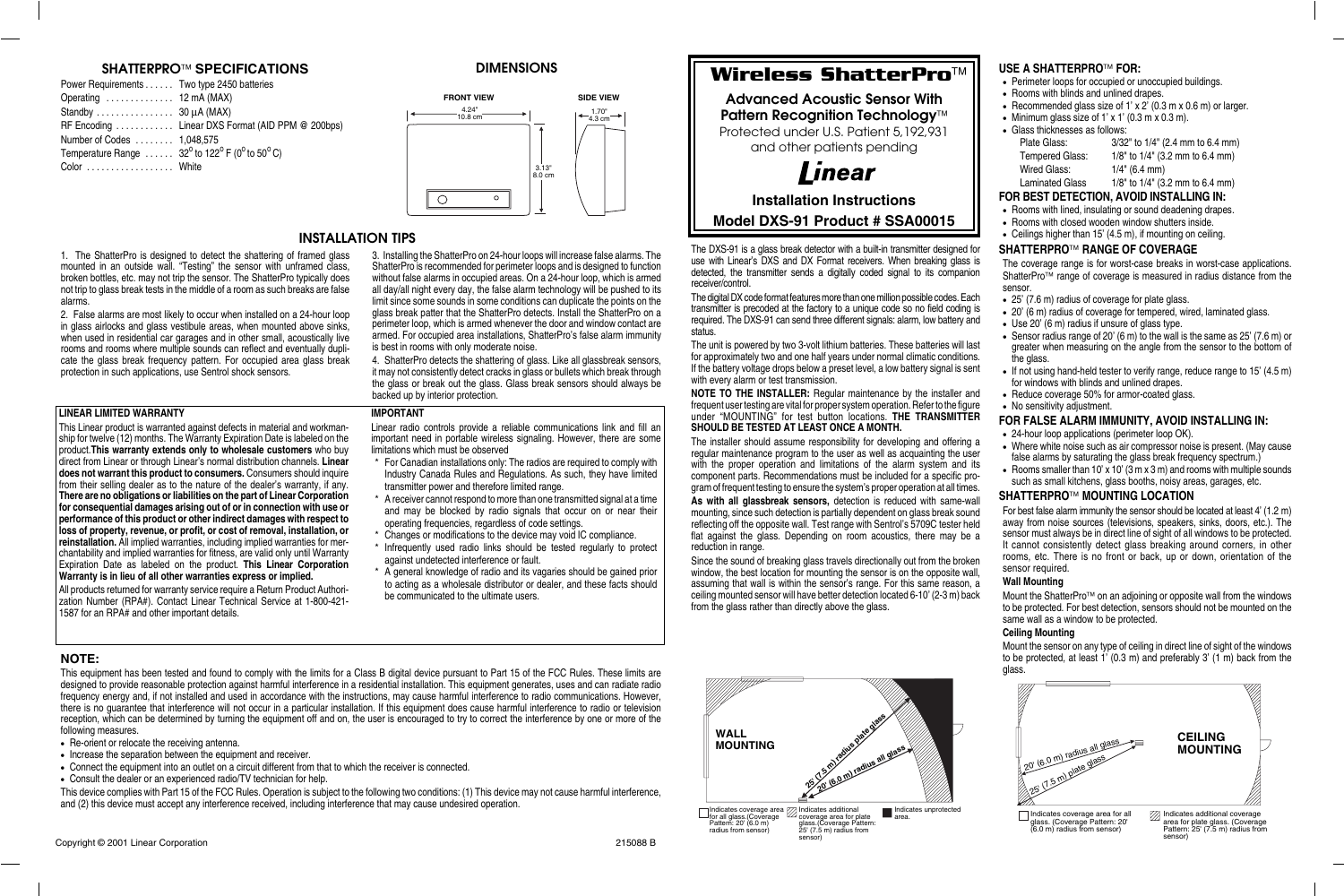## SHATTERPRO™ SPECIFICATIONS

Power Requirements ...... Two type 2450 batteries
Operating .............. 12 mA (MAX)
Standby ................ 30 µA (MAX)
RF Encoding ............ Linear DXS Format (AID PPM @ 200bps)
Number of Codes ........ 1,048,575
Temperature Range ...... 32° to 122° F (0° to 50° C)
Color .................. White

## DIMENSIONS

FRONT VIEW

4.24"
10.8 cm

3.13"
8.0 cm

SIDE VIEW

1.70"
4.3 cm

## INSTALLATION TIPS

1. The ShatterPro is designed to detect the shattering of framed glass mounted in an outside wall. "Testing" the sensor with unframed class, broken bottles, etc. may not trip the sensor. The ShatterPro typically does not trip to glass break tests in the middle of a room as such breaks are false alarms.

2. False alarms are most likely to occur when installed on a 24-hour loop in glass airlocks and glass vestibule areas, when mounted above sinks, when used in residential car garages and in other small, acoustically live rooms and rooms where multiple sounds can reflect and eventually duplicate the glass break frequency pattern. For occupied area glass break protection in such applications, use Sentrol shock sensors.

3. Installing the ShatterPro on 24-hour loops will increase false alarms. The ShatterPro is recommended for perimeter loops and is designed to function without false alarms in occupied areas. On a 24-hour loop, which is armed all day/all night every day, the false alarm technology will be pushed to its limit since some sounds in some conditions can duplicate the points on the glass break patter that the ShatterPro detects. Install the ShatterPro on a perimeter loop, which is armed whenever the door and window contact are armed. For occupied area installations, ShatterPro's false alarm immunity is best in rooms with only moderate noise.

4. ShatterPro detects the shattering of glass. Like all glassbreak sensors, it may not consistently detect cracks in glass or bullets which break through the glass or break out the glass. Glass break sensors should always be backed up by interior protection.

### LINEAR LIMITED WARRANTY

This Linear product is warranted against defects in material and workmanship for twelve (12) months. The Warranty Expiration Date is labeled on the product. **This warranty extends only to wholesale customers** who buy direct from Linear or through Linear's normal distribution channels. **Linear does not warrant this product to consumers.** Consumers should inquire from their selling dealer as to the nature of the dealer's warranty, if any. **There are no obligations or liabilities on the part of Linear Corporation for consequential damages arising out of or in connection with use or performance of this product or other indirect damages with respect to loss of property, revenue, or profit, or cost of removal, installation, or reinstallation.** All implied warranties, including implied warranties for merchantability and implied warranties for fitness, are valid only until Warranty Expiration Date as labeled on the product. **This Linear Corporation Warranty is in lieu of all other warranties express or implied.**

All products returned for warranty service require a Return Product Authorization Number (RPA#). Contact Linear Technical Service at 1-800-421-1587 for an RPA# and other important details.

### IMPORTANT

Linear radio controls provide a reliable communications link and fill an important need in portable wireless signaling. However, there are some limitations which must be observed

* For Canadian installations only: The radios are required to comply with Industry Canada Rules and Regulations. As such, they have limited transmitter power and therefore limited range.
* A receiver cannot respond to more than one transmitted signal at a time and may be blocked by radio signals that occur on or near their operating frequencies, regardless of code settings.
* Changes or modifications to the device may void IC compliance.
* Infrequently used radio links should be tested regularly to protect against undetected interference or fault.
* A general knowledge of radio and its vagaries should be gained prior to acting as a wholesale distributor or dealer, and these facts should be communicated to the ultimate users.

### NOTE:

This equipment has been tested and found to comply with the limits for a Class B digital device pursuant to Part 15 of the FCC Rules. These limits are designed to provide reasonable protection against harmful interference in a residential installation. This equipment generates, uses and can radiate radio frequency energy and, if not installed and used in accordance with the instructions, may cause harmful interference to radio communications. However, there is no guarantee that interference will not occur in a particular installation. If this equipment does cause harmful interference to radio or television reception, which can be determined by turning the equipment off and on, the user is encouraged to try to correct the interference by one or more of the following measures.

- Re-orient or relocate the receiving antenna.
- Increase the separation between the equipment and receiver.
- Connect the equipment into an outlet on a circuit different from that to which the receiver is connected.
- Consult the dealer or an experienced radio/TV technician for help.

This device complies with Part 15 of the FCC Rules. Operation is subject to the following two conditions: (1) This device may not cause harmful interference, and (2) this device must accept any interference received, including interference that may cause undesired operation.

Copyright © 2001 Linear Corporation    215088 B

# Wireless ShatterPro™

**Advanced Acoustic Sensor With Pattern Recognition Technology™**

Protected under U.S. Patient 5,192,931 and other patients pending

Linear

**Installation Instructions**

**Model DXS-91 Product # SSA00015**

The DXS-91 is a glass break detector with a built-in transmitter designed for use with Linear's DXS and DX Format receivers. When breaking glass is detected, the transmitter sends a digitally coded signal to its companion receiver/control.

The digital DX code format features more than one million possible codes. Each transmitter is precoded at the factory to a unique code so no field coding is required. The DXS-91 can send three different signals: alarm, low battery and status.

The unit is powered by two 3-volt lithium batteries. These batteries will last for approximately two and one half years under normal climatic conditions. If the battery voltage drops below a preset level, a low battery signal is sent with every alarm or test transmission.

**NOTE TO THE INSTALLER:** Regular maintenance by the installer and frequent user testing are vital for proper system operation. Refer to the figure under "MOUNTING" for test button locations. **THE TRANSMITTER SHOULD BE TESTED AT LEAST ONCE A MONTH.**

The installer should assume responsibility for developing and offering a regular maintenance program to the user as well as acquainting the user with the proper operation and limitations of the alarm system and its component parts. Recommendations must be included for a specific program of frequent testing to ensure the system's proper operation at all times.

**As with all glassbreak sensors,** detection is reduced with same-wall mounting, since such detection is partially dependent on glass break sound reflecting off the opposite wall. Test range with Sentrol's 5709C tester held flat against the glass. Depending on room acoustics, there may be a reduction in range.

Since the sound of breaking glass travels directionally out from the broken window, the best location for mounting the sensor is on the opposite wall, assuming that wall is within the sensor's range. For this same reason, a ceiling mounted sensor will have better detection located 6-10' (2-3 m) back from the glass rather than directly above the glass.

WALL MOUNTING

25' (7.5 m) radius plate glass

20' (6.0 m) radius all glass

Indicates coverage area for all glass.(Coverage Pattern: 20' (6.0 m) radius from sensor)

Indicates additional coverage area for plate glass.(Coverage Pattern: 25' (7.5 m) radius from sensor)

Indicates unprotected area.

### USE A SHATTERPRO™ FOR:

- Perimeter loops for occupied or unoccupied buildings.
- Rooms with blinds and unlined drapes.
- Recommended glass size of 1' x 2' (0.3 m x 0.6 m) or larger.
- Minimum glass size of 1' x 1' (0.3 m x 0.3 m).
- Glass thicknesses as follows:

| | |
|---|---|
| Plate Glass: | 3/32" to 1/4" (2.4 mm to 6.4 mm) |
| Tempered Glass: | 1/8" to 1/4" (3.2 mm to 6.4 mm) |
| Wired Glass: | 1/4" (6.4 mm) |
| Laminated Glass | 1/8" to 1/4" (3.2 mm to 6.4 mm) |

### FOR BEST DETECTION, AVOID INSTALLING IN:

- Rooms with lined, insulating or sound deadening drapes.
- Rooms with closed wooden window shutters inside.
- Ceilings higher than 15' (4.5 m), if mounting on ceiling.

### SHATTERPRO™ RANGE OF COVERAGE

The coverage range is for worst-case breaks in worst-case applications. ShatterPro™ range of coverage is measured in radius distance from the sensor.

- 25' (7.6 m) radius of coverage for plate glass.
- 20' (6 m) radius of coverage for tempered, wired, laminated glass.
- Use 20' (6 m) radius if unsure of glass type.
- Sensor radius range of 20' (6 m) to the wall is the same as 25' (7.6 m) or greater when measuring on the angle from the sensor to the bottom of the glass.
- If not using hand-held tester to verify range, reduce range to 15' (4.5 m) for windows with blinds and unlined drapes.
- Reduce coverage 50% for armor-coated glass.
- No sensitivity adjustment.

### FOR FALSE ALARM IMMUNITY, AVOID INSTALLING IN:

- 24-hour loop applications (perimeter loop OK).
- Where white noise such as air compressor noise is present. (May cause false alarms by saturating the glass break frequency spectrum.)
- Rooms smaller than 10' x 10' (3 m x 3 m) and rooms with multiple sounds such as small kitchens, glass booths, noisy areas, garages, etc.

### SHATTERPRO™ MOUNTING LOCATION

For best false alarm immunity the sensor should be located at least 4' (1.2 m) away from noise sources (televisions, speakers, sinks, doors, etc.). The sensor must always be in direct line of sight of all windows to be protected. It cannot consistently detect glass breaking around corners, in other rooms, etc. There is no front or back, up or down, orientation of the sensor required.

**Wall Mounting**

Mount the ShatterPro™ on an adjoining or opposite wall from the windows to be protected. For best detection, sensors should not be mounted on the same wall as a window to be protected.

**Ceiling Mounting**

Mount the sensor on any type of ceiling in direct line of sight of the windows to be protected, at least 1' (0.3 m) and preferably 3' (1 m) back from the glass.

CEILING MOUNTING

20' (6.0 m) radius all glass

25' (7.5 m) plate glass

Indicates coverage area for all glass. (Coverage Pattern: 20' (6.0 m) radius from sensor)

Indicates additional coverage area for plate glass. (Coverage Pattern: 25' (7.5 m) radius from sensor)